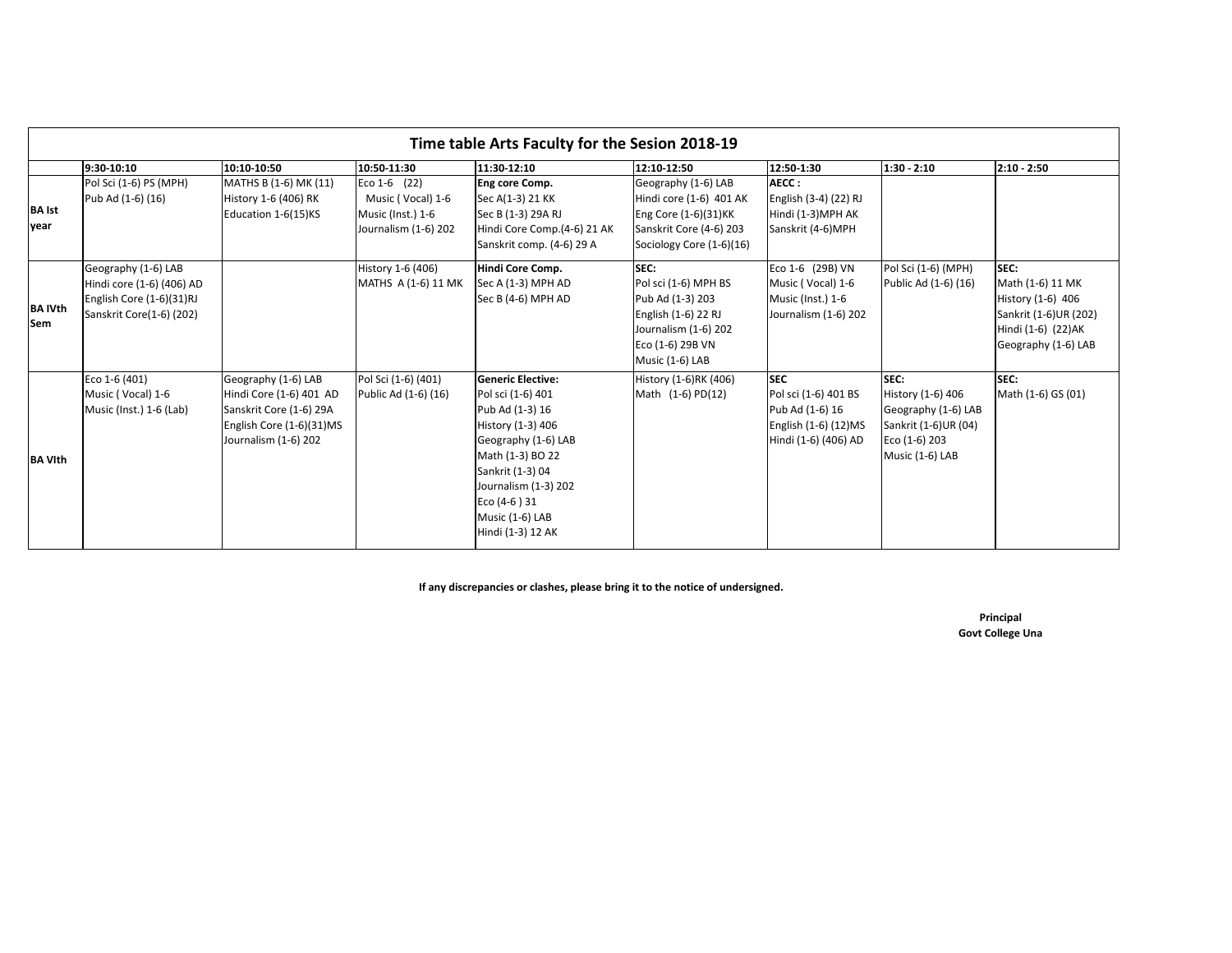# Time table Arts Faculty for the Sesion 2018-19

| | 9:30-10:10 | 10:10-10:50 | 10:50-11:30 | 11:30-12:10 | 12:10-12:50 | 12:50-1:30 | 1:30 - 2:10 | 2:10 - 2:50 |
|---|---|---|---|---|---|---|---|---|
| **BA Ist year** | Pol Sci (1-6) PS (MPH)<br>Pub Ad (1-6) (16) | MATHS B (1-6) MK (11)<br>History 1-6 (406) RK<br>Education 1-6(15)KS | Eco 1-6 (22)<br>Music ( Vocal) 1-6<br>Music (Inst.) 1-6<br>Journalism (1-6) 202 | **Eng core Comp.**<br>Sec A(1-3) 21 KK<br>Sec B (1-3) 29A RJ<br>Hindi Core Comp.(4-6) 21 AK<br>Sanskrit comp. (4-6) 29 A | Geography (1-6) LAB<br>Hindi core (1-6) 401 AK<br>Eng Core (1-6)(31)KK<br>Sanskrit Core (4-6) 203<br>Sociology Core (1-6)(16) | **AECC :**<br>English (3-4) (22) RJ<br>Hindi (1-3)MPH AK<br>Sanskrit (4-6)MPH | | |
| **BA IVth Sem** | Geography (1-6) LAB<br>Hindi core (1-6) (406) AD<br>English Core (1-6)(31)RJ<br>Sanskrit Core(1-6) (202) | | History 1-6 (406)<br>MATHS A (1-6) 11 MK | **Hindi Core Comp.**<br>Sec A (1-3) MPH AD<br>Sec B (4-6) MPH AD | **SEC:**<br>Pol sci (1-6) MPH BS<br>Pub Ad (1-3) 203<br>English (1-6) 22 RJ<br>Journalism (1-6) 202<br>Eco (1-6) 29B VN<br>Music (1-6) LAB | Eco 1-6 (29B) VN<br>Music ( Vocal) 1-6<br>Music (Inst.) 1-6<br>Journalism (1-6) 202 | Pol Sci (1-6) (MPH)<br>Public Ad (1-6) (16) | **SEC:**<br>Math (1-6) 11 MK<br>History (1-6) 406<br>Sankrit (1-6)UR (202)<br>Hindi (1-6) (22)AK<br>Geography (1-6) LAB |
| **BA VIth** | Eco 1-6 (401)<br>Music ( Vocal) 1-6<br>Music (Inst.) 1-6 (Lab) | Geography (1-6) LAB<br>Hindi Core (1-6) 401 AD<br>Sanskrit Core (1-6) 29A<br>English Core (1-6)(31)MS<br>Journalism (1-6) 202 | Pol Sci (1-6) (401)<br>Public Ad (1-6) (16) | **Generic Elective:**<br>Pol sci (1-6) 401<br>Pub Ad (1-3) 16<br>History (1-3) 406<br>Geography (1-6) LAB<br>Math (1-3) BO 22<br>Sankrit (1-3) 04<br>Journalism (1-3) 202<br>Eco (4-6 ) 31<br>Music (1-6) LAB<br>Hindi (1-3) 12 AK | History (1-6)RK (406)<br>Math (1-6) PD(12) | **SEC**<br>Pol sci (1-6) 401 BS<br>Pub Ad (1-6) 16<br>English (1-6) (12)MS<br>Hindi (1-6) (406) AD | **SEC:**<br>History (1-6) 406<br>Geography (1-6) LAB<br>Sankrit (1-6)UR (04)<br>Eco (1-6) 203<br>Music (1-6) LAB | **SEC:**<br>Math (1-6) GS (01) |

**If any discrepancies or clashes, please bring it to the notice of undersigned.**

**Principal**
**Govt College Una**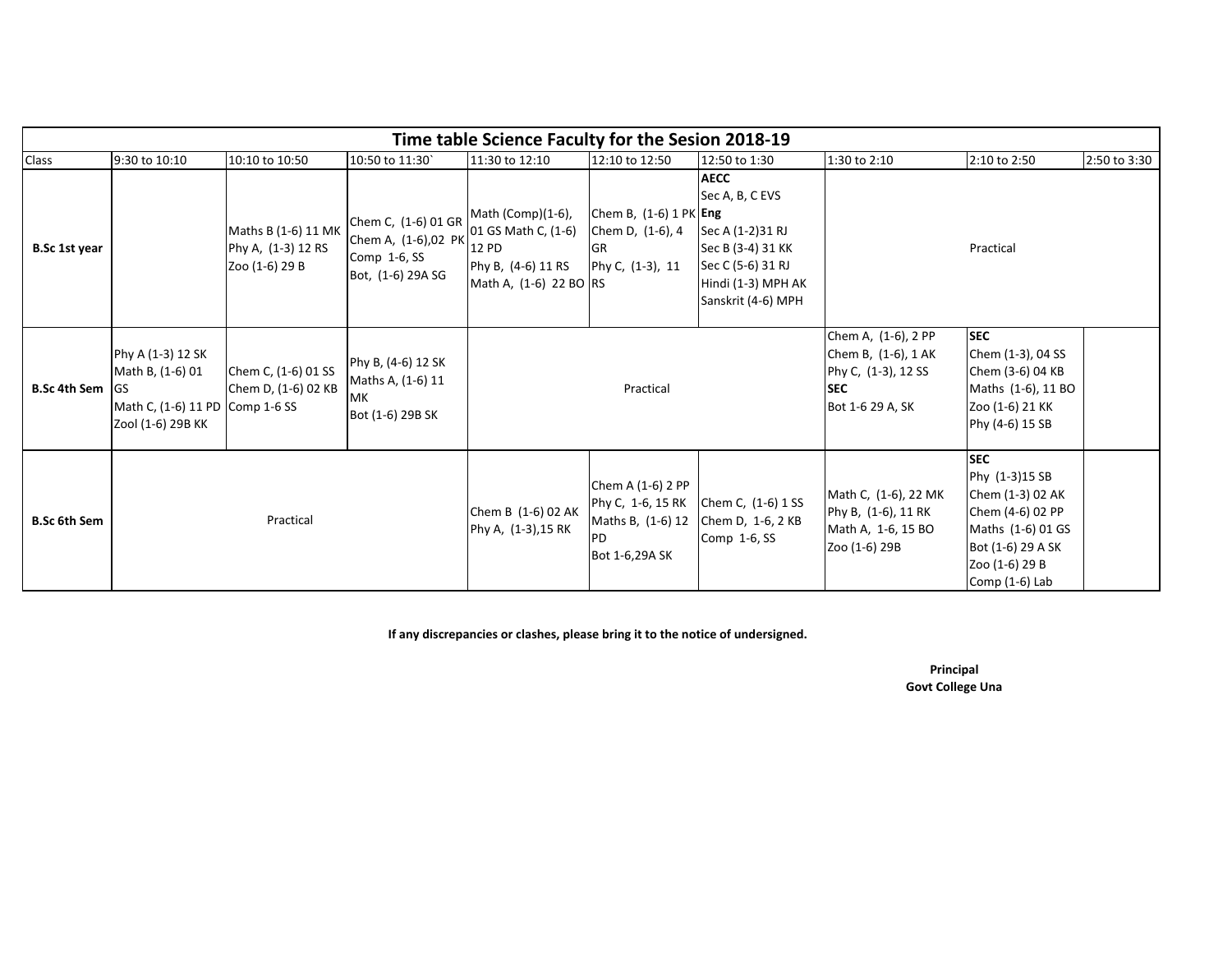| Time table Science Faculty for the Sesion 2018-19 | | | | | | | | | |
|---|---|---|---|---|---|---|---|---|---|
| Class | 9:30 to 10:10 | 10:10 to 10:50 | 10:50 to 11:30` | 11:30 to 12:10 | 12:10 to 12:50 | 12:50 to 1:30 | 1:30 to 2:10 | 2:10 to 2:50 | 2:50 to 3:30 |
| **B.Sc 1st year** | | Maths B (1-6) 11 MK<br>Phy A, (1-3) 12 RS<br>Zoo (1-6) 29 B | Chem C, (1-6) 01 GR<br>Chem A, (1-6),02 PK<br>Comp 1-6, SS<br>Bot, (1-6) 29A SG | Math (Comp)(1-6), 01 GS Math C, (1-6) 12 PD<br>Phy B, (4-6) 11 RS<br>Math A, (1-6) 22 BO | Chem B, (1-6) 1 PK<br>Chem D, (1-6), 4 GR<br>Phy C, (1-3), 11 RS | **AECC**<br>Sec A, B, C EVS<br>**Eng**<br>Sec A (1-2)31 RJ<br>Sec B (3-4) 31 KK<br>Sec C (5-6) 31 RJ<br>Hindi (1-3) MPH AK<br>Sanskrit (4-6) MPH | Practical | | |
| **B.Sc 4th Sem** | Phy A (1-3) 12 SK<br>Math B, (1-6) 01 GS<br>Math C, (1-6) 11 PD<br>Zool (1-6) 29B KK | Chem C, (1-6) 01 SS<br>Chem D, (1-6) 02 KB<br>Comp 1-6 SS | Phy B, (4-6) 12 SK<br>Maths A, (1-6) 11 MK<br>Bot (1-6) 29B SK | Practical | | | Chem A, (1-6), 2 PP<br>Chem B, (1-6), 1 AK<br>Phy C, (1-3), 12 SS<br>**SEC**<br>Bot 1-6 29 A, SK | **SEC**<br>Chem (1-3), 04 SS<br>Chem (3-6) 04 KB<br>Maths (1-6), 11 BO<br>Zoo (1-6) 21 KK<br>Phy (4-6) 15 SB | |
| **B.Sc 6th Sem** | Practical | | | Chem B (1-6) 02 AK<br>Phy A, (1-3),15 RK | Chem A (1-6) 2 PP<br>Phy C, 1-6, 15 RK<br>Maths B, (1-6) 12 PD<br>Bot 1-6,29A SK | Chem C, (1-6) 1 SS<br>Chem D, 1-6, 2 KB<br>Comp 1-6, SS | Math C, (1-6), 22 MK<br>Phy B, (1-6), 11 RK<br>Math A, 1-6, 15 BO<br>Zoo (1-6) 29B | **SEC**<br>Phy (1-3)15 SB<br>Chem (1-3) 02 AK<br>Chem (4-6) 02 PP<br>Maths (1-6) 01 GS<br>Bot (1-6) 29 A SK<br>Zoo (1-6) 29 B<br>Comp (1-6) Lab | |

**If any discrepancies or clashes, please bring it to the notice of undersigned.**

**Principal**
**Govt College Una**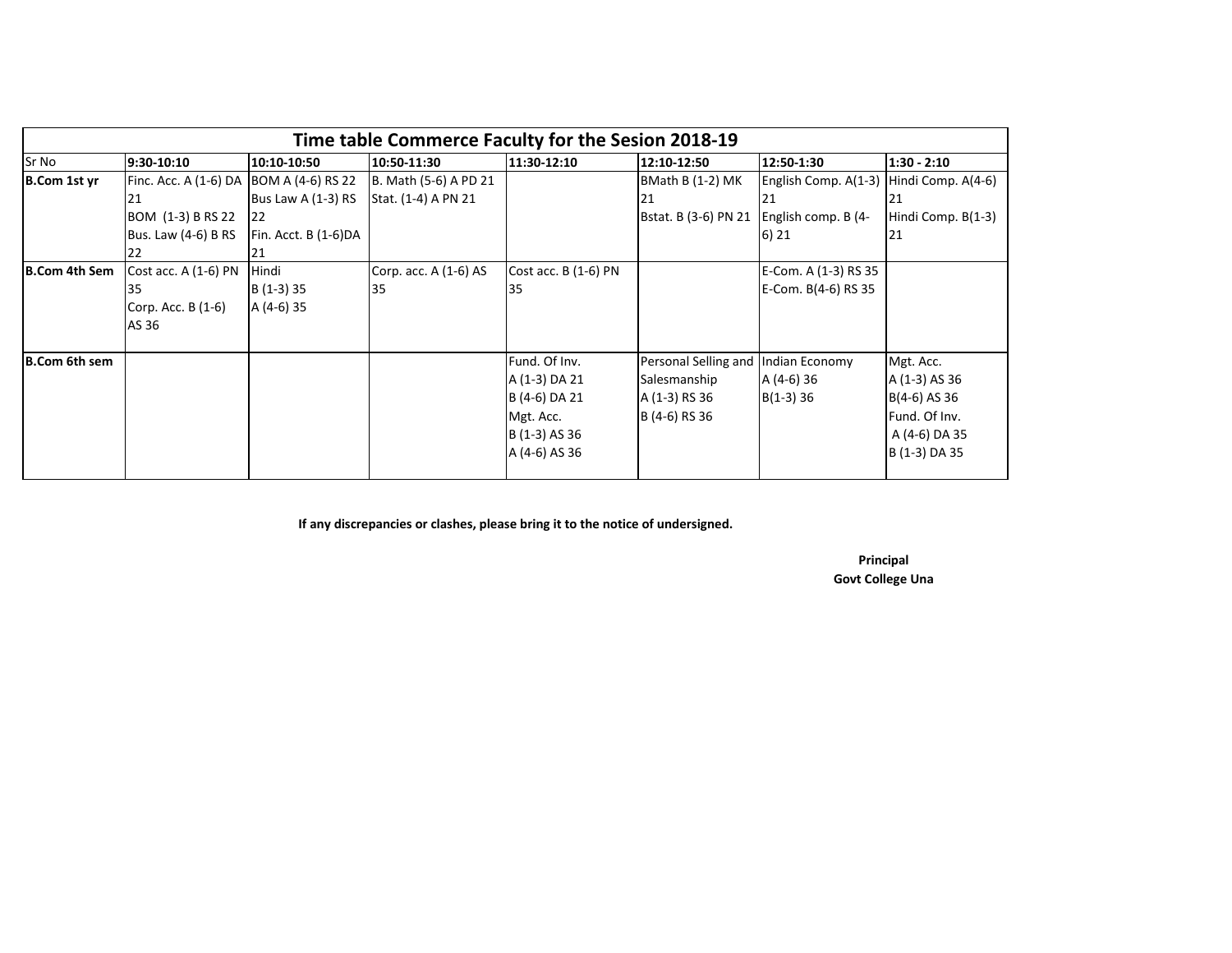| Time table Commerce Faculty for the Sesion 2018-19 | | | | | | | |
|---|---|---|---|---|---|---|---|
| Sr No | 9:30-10:10 | 10:10-10:50 | 10:50-11:30 | 11:30-12:10 | 12:10-12:50 | 12:50-1:30 | 1:30 - 2:10 |
| B.Com 1st yr | Finc. Acc. A (1-6) DA 21<br>BOM (1-3) B RS 22<br>Bus. Law (4-6) B RS 22 | BOM A (4-6) RS 22<br>Bus Law A (1-3) RS 22<br>Fin. Acct. B (1-6)DA 21 | B. Math (5-6) A PD 21<br>Stat. (1-4) A PN 21 | | BMath B (1-2) MK 21<br>Bstat. B (3-6) PN 21 | English Comp. A(1-3) 21<br>English comp. B (4-6) 21 | Hindi Comp. A(4-6) 21<br>Hindi Comp. B(1-3) 21 |
| B.Com 4th Sem | Cost acc. A (1-6) PN 35<br>Corp. Acc. B (1-6) AS 36 | Hindi<br>B (1-3) 35<br>A (4-6) 35 | Corp. acc. A (1-6) AS 35 | Cost acc. B (1-6) PN 35 | | E-Com. A (1-3) RS 35<br>E-Com. B(4-6) RS 35 | |
| B.Com 6th sem | | | | Fund. Of Inv.<br>A (1-3) DA 21<br>B (4-6) DA 21<br>Mgt. Acc.<br>B (1-3) AS 36<br>A (4-6) AS 36 | Personal Selling and Salesmanship<br>A (1-3) RS 36<br>B (4-6) RS 36 | Indian Economy<br>A (4-6) 36<br>B(1-3) 36 | Mgt. Acc.<br>A (1-3) AS 36<br>B(4-6) AS 36<br>Fund. Of Inv.<br>A (4-6) DA 35<br>B (1-3) DA 35 |

**If any discrepancies or clashes, please bring it to the notice of undersigned.**

**Principal**
**Govt College Una**